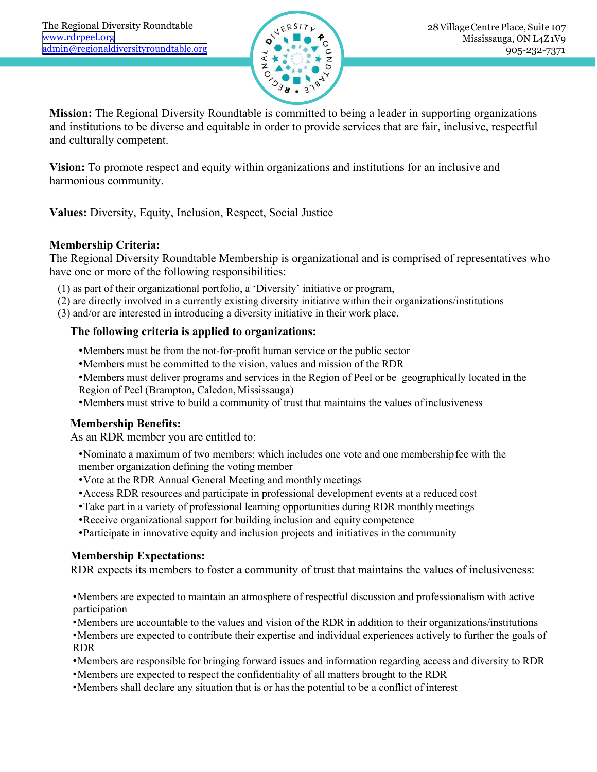The Regional Diversity Roundtable
www.rdrpeel.org
admin@regionaldiversityroundtable.org

28 Village Centre Place, Suite 107
Mississauga, ON L4Z 1V9
905-232-7371

**Mission:** The Regional Diversity Roundtable is committed to being a leader in supporting organizations and institutions to be diverse and equitable in order to provide services that are fair, inclusive, respectful and culturally competent.

**Vision:** To promote respect and equity within organizations and institutions for an inclusive and harmonious community.

**Values:** Diversity, Equity, Inclusion, Respect, Social Justice

**Membership Criteria:**

The Regional Diversity Roundtable Membership is organizational and is comprised of representatives who have one or more of the following responsibilities:

(1) as part of their organizational portfolio, a 'Diversity' initiative or program,
(2) are directly involved in a currently existing diversity initiative within their organizations/institutions
(3) and/or are interested in introducing a diversity initiative in their work place.

**The following criteria is applied to organizations:**

- Members must be from the not-for-profit human service or the public sector
- Members must be committed to the vision, values and mission of the RDR
- Members must deliver programs and services in the Region of Peel or be geographically located in the Region of Peel (Brampton, Caledon, Mississauga)
- Members must strive to build a community of trust that maintains the values of inclusiveness

**Membership Benefits:**

As an RDR member you are entitled to:

- Nominate a maximum of two members; which includes one vote and one membership fee with the member organization defining the voting member
- Vote at the RDR Annual General Meeting and monthly meetings
- Access RDR resources and participate in professional development events at a reduced cost
- Take part in a variety of professional learning opportunities during RDR monthly meetings
- Receive organizational support for building inclusion and equity competence
- Participate in innovative equity and inclusion projects and initiatives in the community

**Membership Expectations:**

RDR expects its members to foster a community of trust that maintains the values of inclusiveness:

- Members are expected to maintain an atmosphere of respectful discussion and professionalism with active participation
- Members are accountable to the values and vision of the RDR in addition to their organizations/institutions
- Members are expected to contribute their expertise and individual experiences actively to further the goals of RDR
- Members are responsible for bringing forward issues and information regarding access and diversity to RDR
- Members are expected to respect the confidentiality of all matters brought to the RDR
- Members shall declare any situation that is or has the potential to be a conflict of interest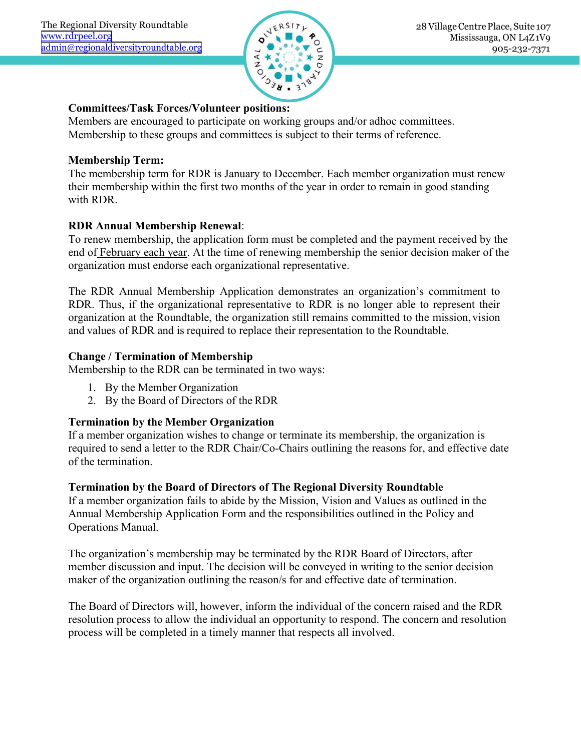**Committees/Task Forces/Volunteer positions:**
Members are encouraged to participate on working groups and/or adhoc committees. Membership to these groups and committees is subject to their terms of reference.

**Membership Term:**
The membership term for RDR is January to December. Each member organization must renew their membership within the first two months of the year in order to remain in good standing with RDR.

**RDR Annual Membership Renewal**:
To renew membership, the application form must be completed and the payment received by the end of February each year. At the time of renewing membership the senior decision maker of the organization must endorse each organizational representative.

The RDR Annual Membership Application demonstrates an organization's commitment to RDR. Thus, if the organizational representative to RDR is no longer able to represent their organization at the Roundtable, the organization still remains committed to the mission, vision and values of RDR and is required to replace their representation to the Roundtable.

**Change / Termination of Membership**
Membership to the RDR can be terminated in two ways:

1. By the Member Organization
2. By the Board of Directors of the RDR

**Termination by the Member Organization**
If a member organization wishes to change or terminate its membership, the organization is required to send a letter to the RDR Chair/Co-Chairs outlining the reasons for, and effective date of the termination.

**Termination by the Board of Directors of The Regional Diversity Roundtable**
If a member organization fails to abide by the Mission, Vision and Values as outlined in the Annual Membership Application Form and the responsibilities outlined in the Policy and Operations Manual.

The organization's membership may be terminated by the RDR Board of Directors, after member discussion and input. The decision will be conveyed in writing to the senior decision maker of the organization outlining the reason/s for and effective date of termination.

The Board of Directors will, however, inform the individual of the concern raised and the RDR resolution process to allow the individual an opportunity to respond. The concern and resolution process will be completed in a timely manner that respects all involved.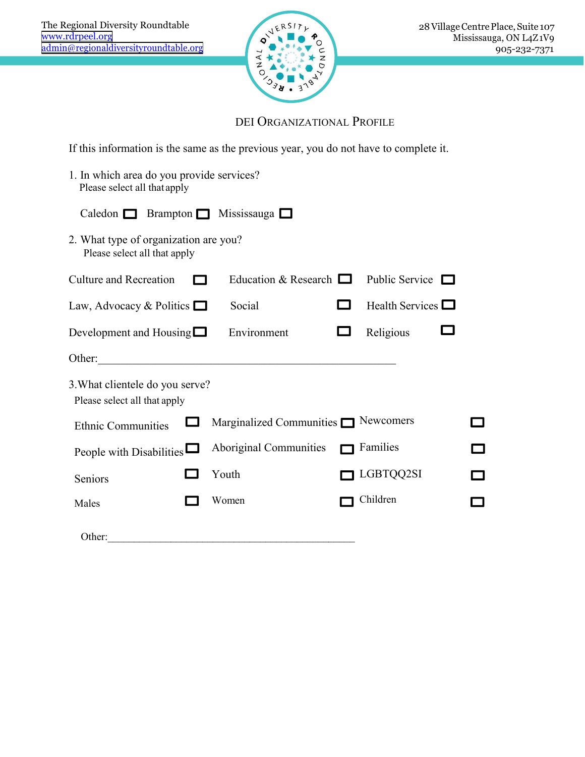The Regional Diversity Roundtable
www.rdrpeel.org
admin@regionaldiversityroundtable.org

28 Village Centre Place, Suite 107
Mississauga, ON L4Z1V9
905-232-7371

## DEI Organizational Profile

If this information is the same as the previous year, you do not have to complete it.

1. In which area do you provide services?
   Please select all that apply

   Caledon ☐ Brampton ☐ Mississauga ☐

2. What type of organization are you?
   Please select all that apply

| | | |
|---|---|---|
| Culture and Recreation ☐ | Education & Research ☐ | Public Service ☐ |
| Law, Advocacy & Politics ☐ | Social ☐ | Health Services ☐ |
| Development and Housing ☐ | Environment ☐ | Religious ☐ |

Other:______________________________________________________

3. What clientele do you serve?
   Please select all that apply

| | | |
|---|---|---|
| Ethnic Communities ☐ | Marginalized Communities ☐ | Newcomers ☐ |
| People with Disabilities ☐ | Aboriginal Communities ☐ | Families ☐ |
| Seniors ☐ | Youth ☐ | LGBTQQ2SI ☐ |
| Males ☐ | Women ☐ | Children ☐ |

Other:_______________________________________________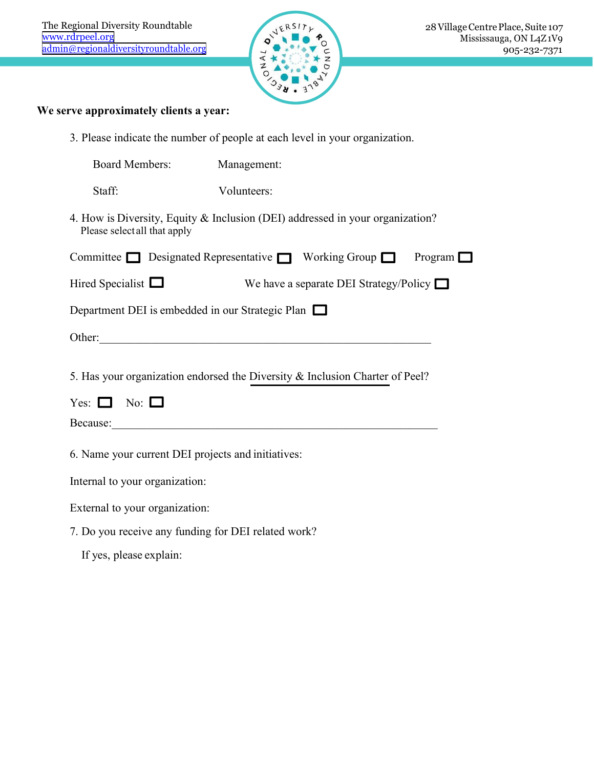The Regional Diversity Roundtable
www.rdrpeel.org
admin@regionaldiversityroundtable.org

28 Village Centre Place, Suite 107
Mississauga, ON L4Z 1V9
905-232-7371

**We serve approximately clients a year:**

3. Please indicate the number of people at each level in your organization.

Board Members: Management:

Staff: Volunteers:

4. How is Diversity, Equity & Inclusion (DEI) addressed in your organization?
Please select all that apply

Committee ☐ Designated Representative ☐ Working Group ☐ Program ☐

Hired Specialist ☐ We have a separate DEI Strategy/Policy ☐

Department DEI is embedded in our Strategic Plan ☐

Other:____________________________________________________________

5. Has your organization endorsed the Diversity & Inclusion Charter of Peel?

Yes: ☐ No: ☐

Because:___________________________________________________________

6. Name your current DEI projects and initiatives:

Internal to your organization:

External to your organization:

7. Do you receive any funding for DEI related work?

If yes, please explain: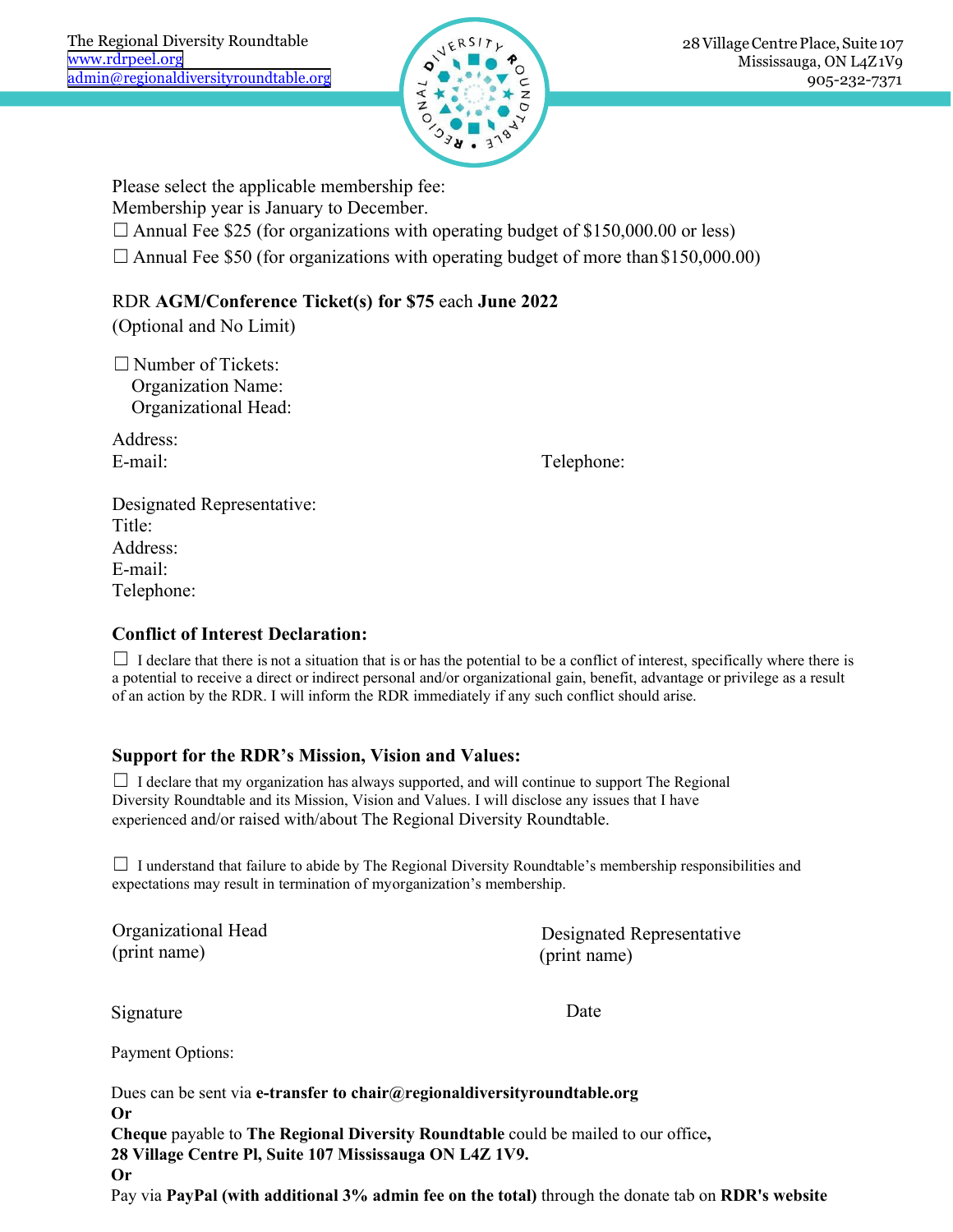The Regional Diversity Roundtable
www.rdrpeel.org
admin@regionaldiversityroundtable.org

28 Village Centre Place, Suite 107
Mississauga, ON L4Z1V9
905-232-7371

Please select the applicable membership fee:
Membership year is January to December.

☐ Annual Fee $25 (for organizations with operating budget of $150,000.00 or less)

☐ Annual Fee $50 (for organizations with operating budget of more than $150,000.00)

RDR **AGM/Conference Ticket(s) for $75** each **June 2022**
(Optional and No Limit)

☐ Number of Tickets:
Organization Name:
Organizational Head:

Address:
E-mail:
Telephone:

Designated Representative:
Title:
Address:
E-mail:
Telephone:

**Conflict of Interest Declaration:**

☐ I declare that there is not a situation that is or has the potential to be a conflict of interest, specifically where there is a potential to receive a direct or indirect personal and/or organizational gain, benefit, advantage or privilege as a result of an action by the RDR. I will inform the RDR immediately if any such conflict should arise.

**Support for the RDR's Mission, Vision and Values:**

☐ I declare that my organization has always supported, and will continue to support The Regional Diversity Roundtable and its Mission, Vision and Values. I will disclose any issues that I have experienced and/or raised with/about The Regional Diversity Roundtable.

☐ I understand that failure to abide by The Regional Diversity Roundtable's membership responsibilities and expectations may result in termination of myorganization's membership.

Organizational Head
(print name)

Designated Representative
(print name)

Signature

Date

Payment Options:

Dues can be sent via **e-transfer to chair@regionaldiversityroundtable.org**
**Or**
**Cheque** payable to **The Regional Diversity Roundtable** could be mailed to our office**,**
**28 Village Centre Pl, Suite 107 Mississauga ON L4Z 1V9.**
**Or**
Pay via **PayPal (with additional 3% admin fee on the total)** through the donate tab on **RDR's website**